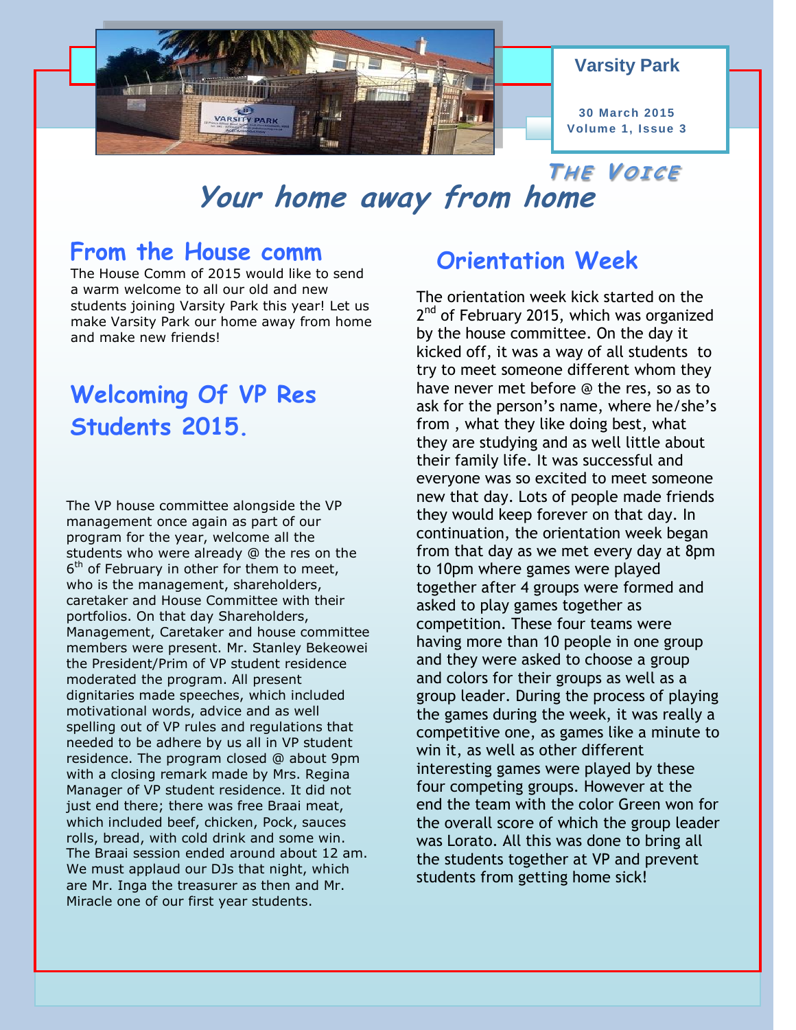**Varsity Park**

**30 March 2015**
**Volume 1, Issue 3**

# THE VOICE

## *Your home away from home*

## From the House comm

The House Comm of 2015 would like to send a warm welcome to all our old and new students joining Varsity Park this year! Let us make Varsity Park our home away from home and make new friends!

## Welcoming Of VP Res Students 2015.

The VP house committee alongside the VP management once again as part of our program for the year, welcome all the students who were already @ the res on the 6th of February in other for them to meet, who is the management, shareholders, caretaker and House Committee with their portfolios. On that day Shareholders, Management, Caretaker and house committee members were present. Mr. Stanley Bekeowei the President/Prim of VP student residence moderated the program. All present dignitaries made speeches, which included motivational words, advice and as well spelling out of VP rules and regulations that needed to be adhere by us all in VP student residence. The program closed @ about 9pm with a closing remark made by Mrs. Regina Manager of VP student residence. It did not just end there; there was free Braai meat, which included beef, chicken, Pock, sauces rolls, bread, with cold drink and some win. The Braai session ended around about 12 am. We must applaud our DJs that night, which are Mr. Inga the treasurer as then and Mr. Miracle one of our first year students.

## Orientation Week

The orientation week kick started on the 2nd of February 2015, which was organized by the house committee. On the day it kicked off, it was a way of all students to try to meet someone different whom they have never met before @ the res, so as to ask for the person's name, where he/she's from , what they like doing best, what they are studying and as well little about their family life. It was successful and everyone was so excited to meet someone new that day. Lots of people made friends they would keep forever on that day. In continuation, the orientation week began from that day as we met every day at 8pm to 10pm where games were played together after 4 groups were formed and asked to play games together as competition. These four teams were having more than 10 people in one group and they were asked to choose a group and colors for their groups as well as a group leader. During the process of playing the games during the week, it was really a competitive one, as games like a minute to win it, as well as other different interesting games were played by these four competing groups. However at the end the team with the color Green won for the overall score of which the group leader was Lorato. All this was done to bring all the students together at VP and prevent students from getting home sick!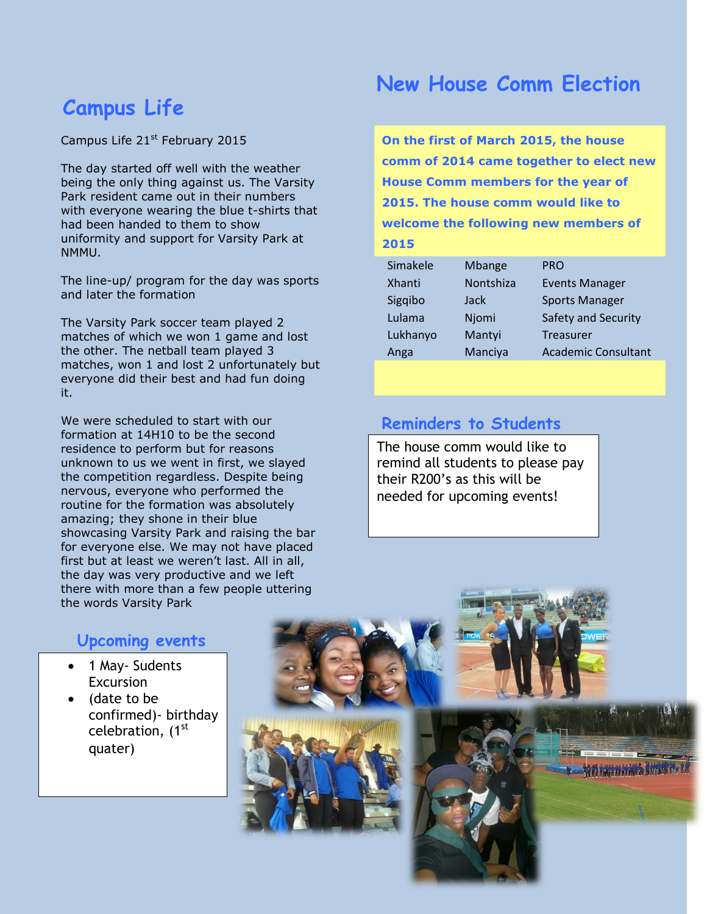## Campus Life

Campus Life 21st February 2015

The day started off well with the weather being the only thing against us. The Varsity Park resident came out in their numbers with everyone wearing the blue t-shirts that had been handed to them to show uniformity and support for Varsity Park at NMMU.

The line-up/ program for the day was sports and later the formation

The Varsity Park soccer team played 2 matches of which we won 1 game and lost the other. The netball team played 3 matches, won 1 and lost 2 unfortunately but everyone did their best and had fun doing it.

We were scheduled to start with our formation at 14H10 to be the second residence to perform but for reasons unknown to us we went in first, we slayed the competition regardless. Despite being nervous, everyone who performed the routine for the formation was absolutely amazing; they shone in their blue showcasing Varsity Park and raising the bar for everyone else. We may not have placed first but at least we weren't last. All in all, the day was very productive and we left there with more than a few people uttering the words Varsity Park

### Upcoming events

- 1 May- Sudents Excursion
- (date to be confirmed)- birthday celebration, (1st quater)

## New House Comm Election

**On the first of March 2015, the house comm of 2014 came together to elect new House Comm members for the year of 2015. The house comm would like to welcome the following new members of 2015**

| | | |
|---|---|---|
| Simakele | Mbange | PRO |
| Xhanti | Nontshiza | Events Manager |
| Sigqibo | Jack | Sports Manager |
| Lulama | Njomi | Safety and Security |
| Lukhanyo | Mantyi | Treasurer |
| Anga | Manciya | Academic Consultant |

### Reminders to Students

The house comm would like to remind all students to please pay their R200's as this will be needed for upcoming events!